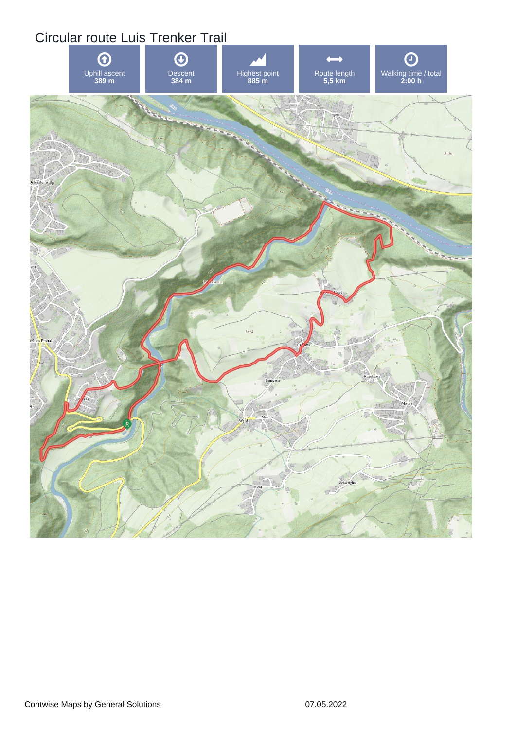# Circular route Luis Trenker Trail

| Uphill ascent | Descent | Highest point | Route length | Walking time / total |
|---|---|---|---|---|
| 389 m | 384 m | 885 m | 5,5 km | 2:00 h |

Contwise Maps by General Solutions

07.05.2022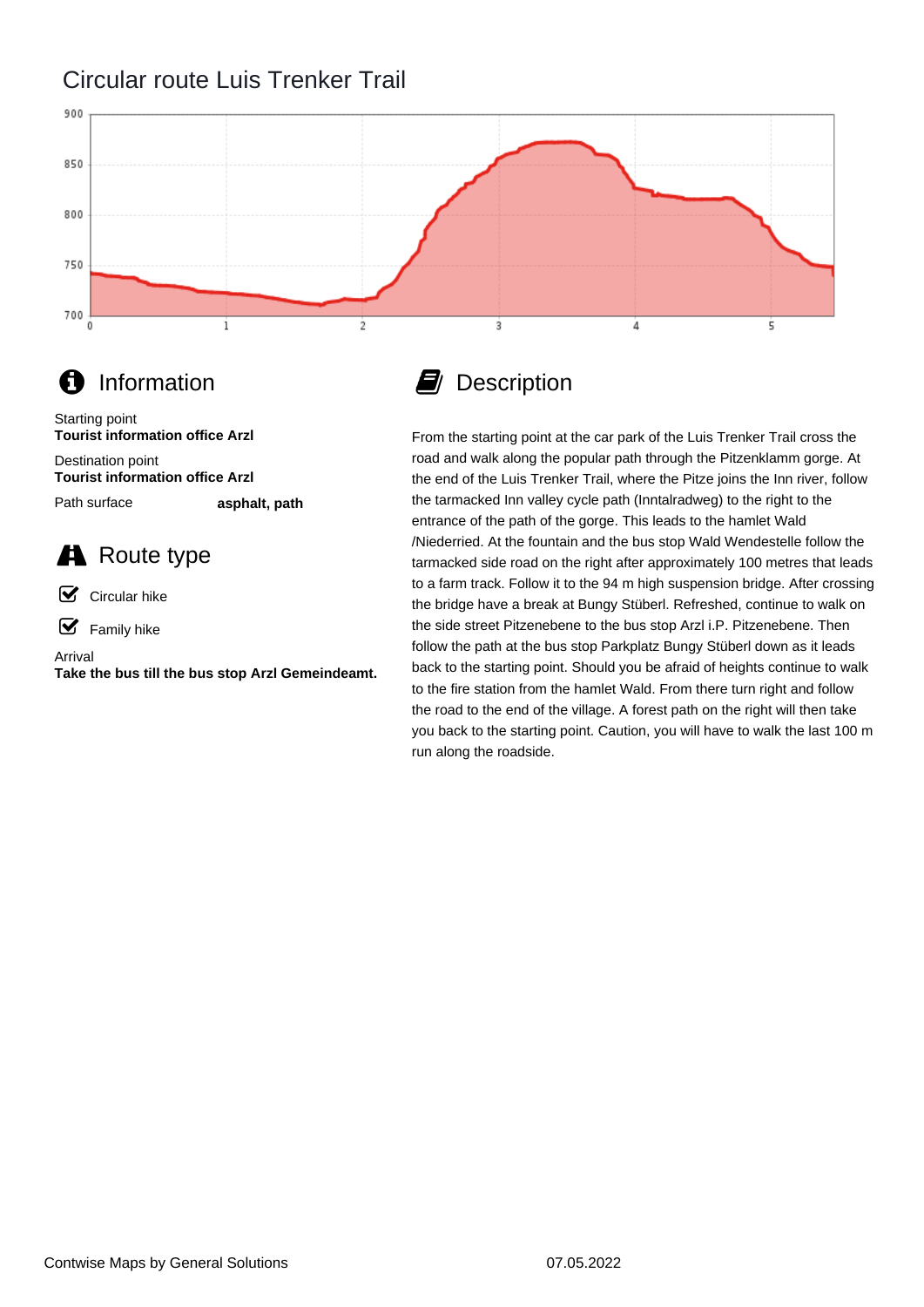# Circular route Luis Trenker Trail

## Information

Starting point
**Tourist information office Arzl**

Destination point
**Tourist information office Arzl**

Path surface **asphalt, path**

## Route type

- Circular hike
- Family hike

Arrival
**Take the bus till the bus stop Arzl Gemeindeamt.**

## Description

From the starting point at the car park of the Luis Trenker Trail cross the road and walk along the popular path through the Pitzenklamm gorge. At the end of the Luis Trenker Trail, where the Pitze joins the Inn river, follow the tarmacked Inn valley cycle path (Inntalradweg) to the right to the entrance of the path of the gorge. This leads to the hamlet Wald /Niederried. At the fountain and the bus stop Wald Wendestelle follow the tarmacked side road on the right after approximately 100 metres that leads to a farm track. Follow it to the 94 m high suspension bridge. After crossing the bridge have a break at Bungy Stüberl. Refreshed, continue to walk on the side street Pitzenebene to the bus stop Arzl i.P. Pitzenebene. Then follow the path at the bus stop Parkplatz Bungy Stüberl down as it leads back to the starting point. Should you be afraid of heights continue to walk to the fire station from the hamlet Wald. From there turn right and follow the road to the end of the village. A forest path on the right will then take you back to the starting point. Caution, you will have to walk the last 100 m run along the roadside.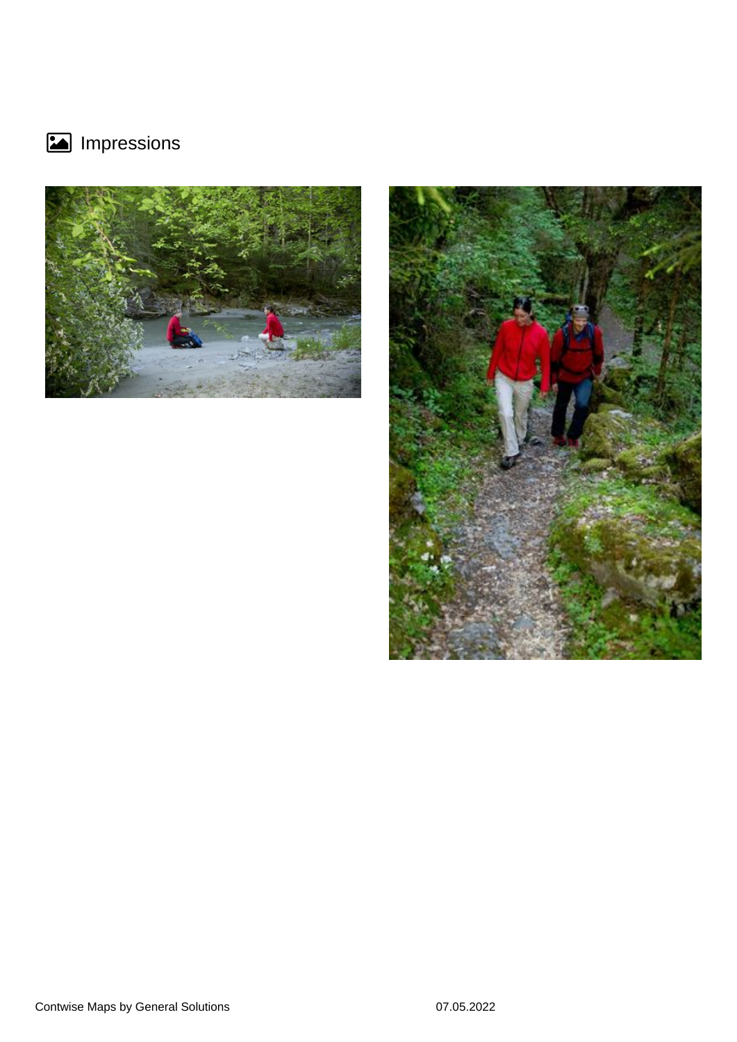## Impressions